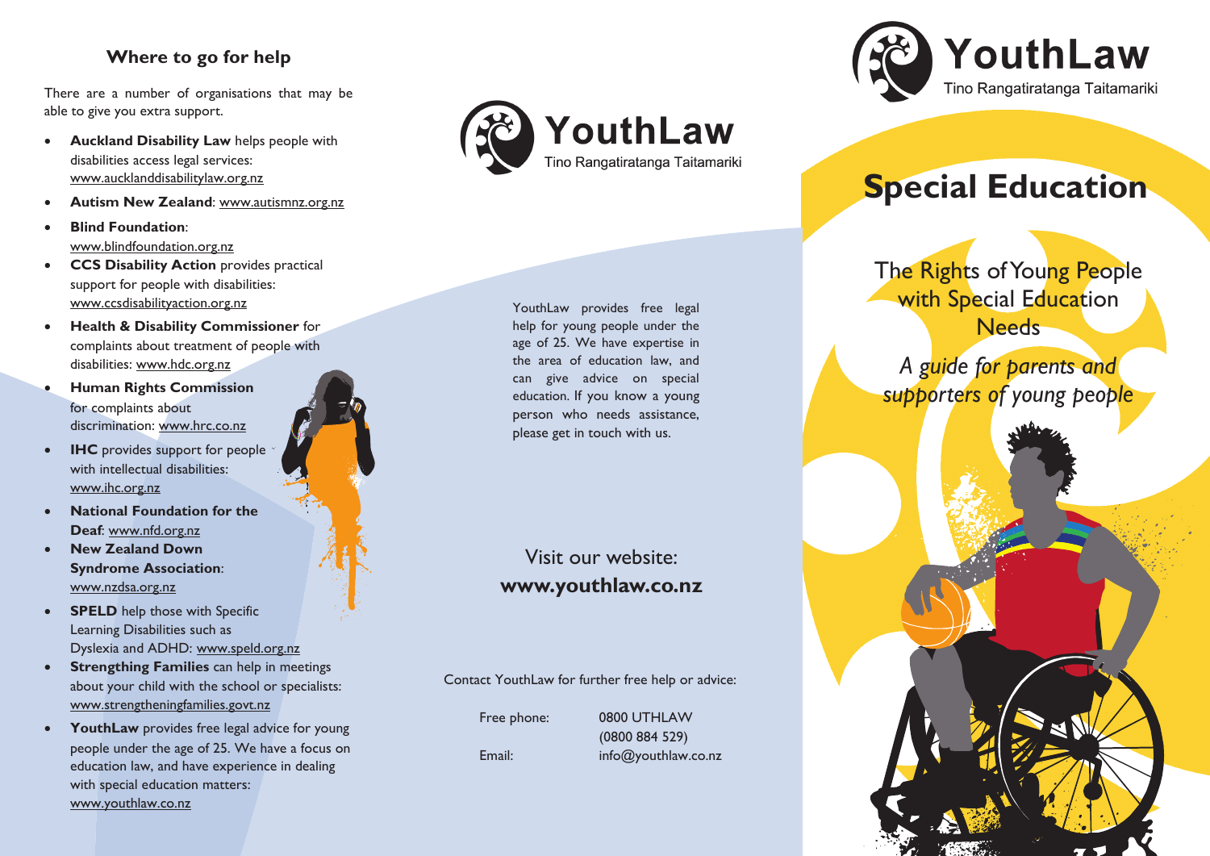## Where to go for help

There are a number of organisations that may be able to give you extra support.

- **Auckland Disability Law** helps people with disabilities access legal services: www.aucklanddisabilitylaw.org.nz
- **Autism New Zealand**: www.autismnz.org.nz
- **Blind Foundation**: www.blindfoundation.org.nz
- **CCS Disability Action** provides practical support for people with disabilities: www.ccsdisabilityaction.org.nz
- **Health & Disability Commissioner** for complaints about treatment of people with disabilities: www.hdc.org.nz
- **Human Rights Commission** for complaints about discrimination: www.hrc.co.nz
- **IHC** provides support for people with intellectual disabilities: www.ihc.org.nz
- **National Foundation for the Deaf**: www.nfd.org.nz
- **New Zealand Down Syndrome Association**: www.nzdsa.org.nz
- **SPELD** help those with Specific Learning Disabilities such as Dyslexia and ADHD: www.speld.org.nz
- **Strengthing Families** can help in meetings about your child with the school or specialists: www.strengtheningfamilies.govt.nz
- **YouthLaw** provides free legal advice for young people under the age of 25. We have a focus on education law, and have experience in dealing with special education matters: www.youthlaw.co.nz

**YouthLaw**
Tino Rangatiratanga Taitamariki

YouthLaw provides free legal help for young people under the age of 25. We have expertise in the area of education law, and can give advice on special education. If you know a young person who needs assistance, please get in touch with us.

Visit our website:
**www.youthlaw.co.nz**

Contact YouthLaw for further free help or advice:

Free phone: 0800 UTHLAW (0800 884 529)

Email: info@youthlaw.co.nz

**YouthLaw**
Tino Rangatiratanga Taitamariki

# Special Education

## The Rights of Young People with Special Education Needs

*A guide for parents and supporters of young people*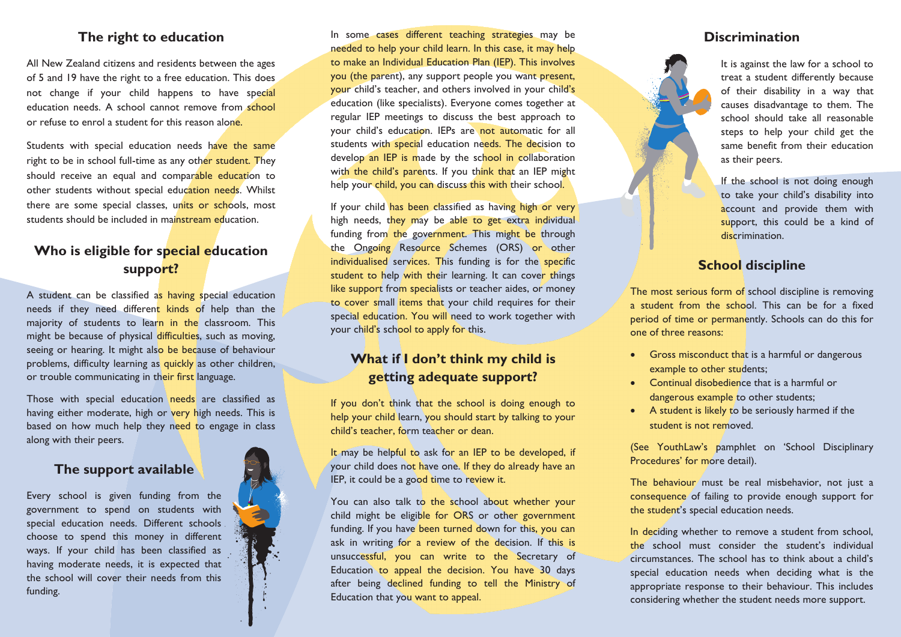## The right to education

All New Zealand citizens and residents between the ages of 5 and 19 have the right to a free education. This does not change if your child happens to have special education needs. A school cannot remove from school or refuse to enrol a student for this reason alone.

Students with special education needs have the same right to be in school full-time as any other student. They should receive an equal and comparable education to other students without special education needs. Whilst there are some special classes, units or schools, most students should be included in mainstream education.

## Who is eligible for special education support?

A student can be classified as having special education needs if they need different kinds of help than the majority of students to learn in the classroom. This might be because of physical difficulties, such as moving, seeing or hearing. It might also be because of behaviour problems, difficulty learning as quickly as other children, or trouble communicating in their first language.

Those with special education needs are classified as having either moderate, high or very high needs. This is based on how much help they need to engage in class along with their peers.

## The support available

Every school is given funding from the government to spend on students with special education needs. Different schools choose to spend this money in different ways. If your child has been classified as having moderate needs, it is expected that the school will cover their needs from this funding.

In some cases different teaching strategies may be needed to help your child learn. In this case, it may help to make an Individual Education Plan (IEP). This involves you (the parent), any support people you want present, your child's teacher, and others involved in your child's education (like specialists). Everyone comes together at regular IEP meetings to discuss the best approach to your child's education. IEPs are not automatic for all students with special education needs. The decision to develop an IEP is made by the school in collaboration with the child's parents. If you think that an IEP might help your child, you can discuss this with their school.

If your child has been classified as having high or very high needs, they may be able to get extra individual funding from the government. This might be through the Ongoing Resource Schemes (ORS) or other individualised services. This funding is for the specific student to help with their learning. It can cover things like support from specialists or teacher aides, or money to cover small items that your child requires for their special education. You will need to work together with your child's school to apply for this.

## What if I don't think my child is getting adequate support?

If you don't think that the school is doing enough to help your child learn, you should start by talking to your child's teacher, form teacher or dean.

It may be helpful to ask for an IEP to be developed, if your child does not have one. If they do already have an IEP, it could be a good time to review it.

You can also talk to the school about whether your child might be eligible for ORS or other government funding. If you have been turned down for this, you can ask in writing for a review of the decision. If this is unsuccessful, you can write to the Secretary of Education to appeal the decision. You have 30 days after being declined funding to tell the Ministry of Education that you want to appeal.

## Discrimination

It is against the law for a school to treat a student differently because of their disability in a way that causes disadvantage to them. The school should take all reasonable steps to help your child get the same benefit from their education as their peers.

If the school is not doing enough to take your child's disability into account and provide them with support, this could be a kind of discrimination.

## School discipline

The most serious form of school discipline is removing a student from the school. This can be for a fixed period of time or permanently. Schools can do this for one of three reasons:

- Gross misconduct that is a harmful or dangerous example to other students;
- Continual disobedience that is a harmful or dangerous example to other students;
- A student is likely to be seriously harmed if the student is not removed.

(See YouthLaw's pamphlet on 'School Disciplinary Procedures' for more detail).

The behaviour must be real misbehavior, not just a consequence of failing to provide enough support for the student's special education needs.

In deciding whether to remove a student from school, the school must consider the student's individual circumstances. The school has to think about a child's special education needs when deciding what is the appropriate response to their behaviour. This includes considering whether the student needs more support.